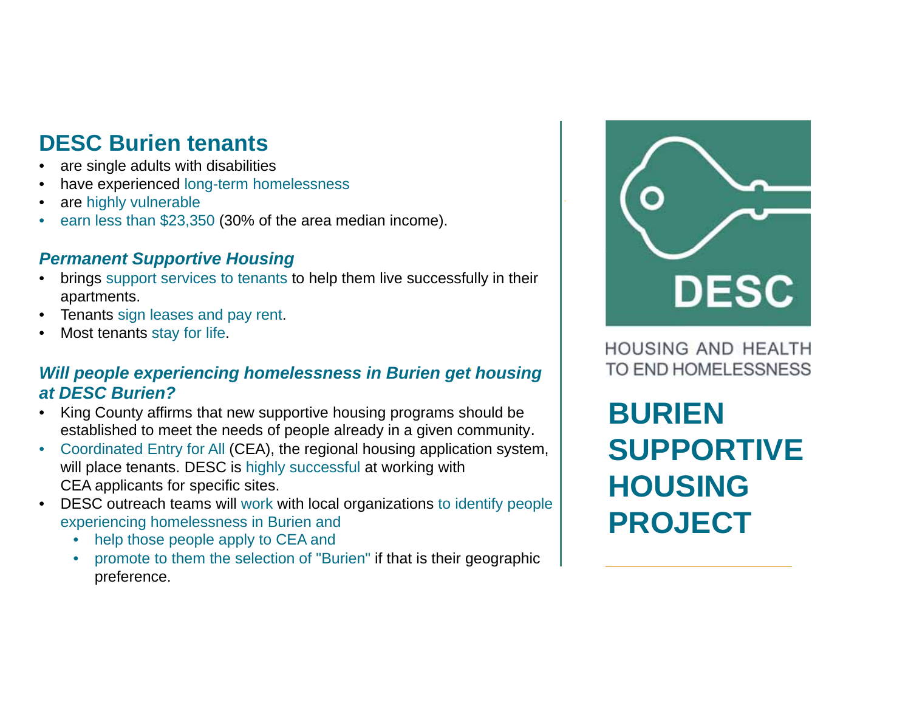## DESC Burien tenants

- are single adults with disabilities
- have experienced long-term homelessness
- are highly vulnerable
- earn less than $23,350 (30% of the area median income).

### *Permanent Supportive Housing*

- brings support services to tenants to help them live successfully in their apartments.
- Tenants sign leases and pay rent.
- Most tenants stay for life.

### *Will people experiencing homelessness in Burien get housing at DESC Burien?*

- King County affirms that new supportive housing programs should be established to meet the needs of people already in a given community.
- Coordinated Entry for All (CEA), the regional housing application system, will place tenants. DESC is highly successful at working with CEA applicants for specific sites.
- DESC outreach teams will work with local organizations to identify people experiencing homelessness in Burien and
  - help those people apply to CEA and
  - promote to them the selection of "Burien" if that is their geographic preference.

DESC

HOUSING AND HEALTH TO END HOMELESSNESS

# BURIEN SUPPORTIVE HOUSING PROJECT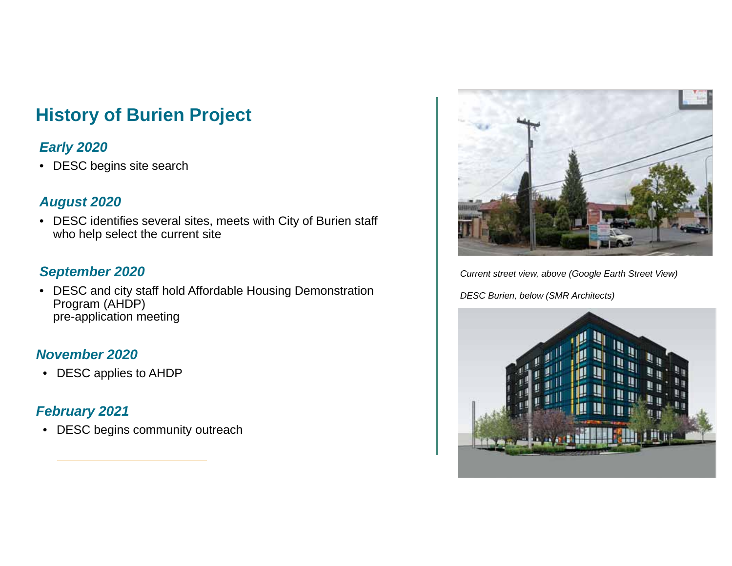# History of Burien Project

### *Early 2020*

- DESC begins site search

### *August 2020*

- DESC identifies several sites, meets with City of Burien staff who help select the current site

### *September 2020*

- DESC and city staff hold Affordable Housing Demonstration Program (AHDP) pre-application meeting

### *November 2020*

- DESC applies to AHDP

### *February 2021*

- DESC begins community outreach

*Current street view, above (Google Earth Street View)*

*DESC Burien, below (SMR Architects)*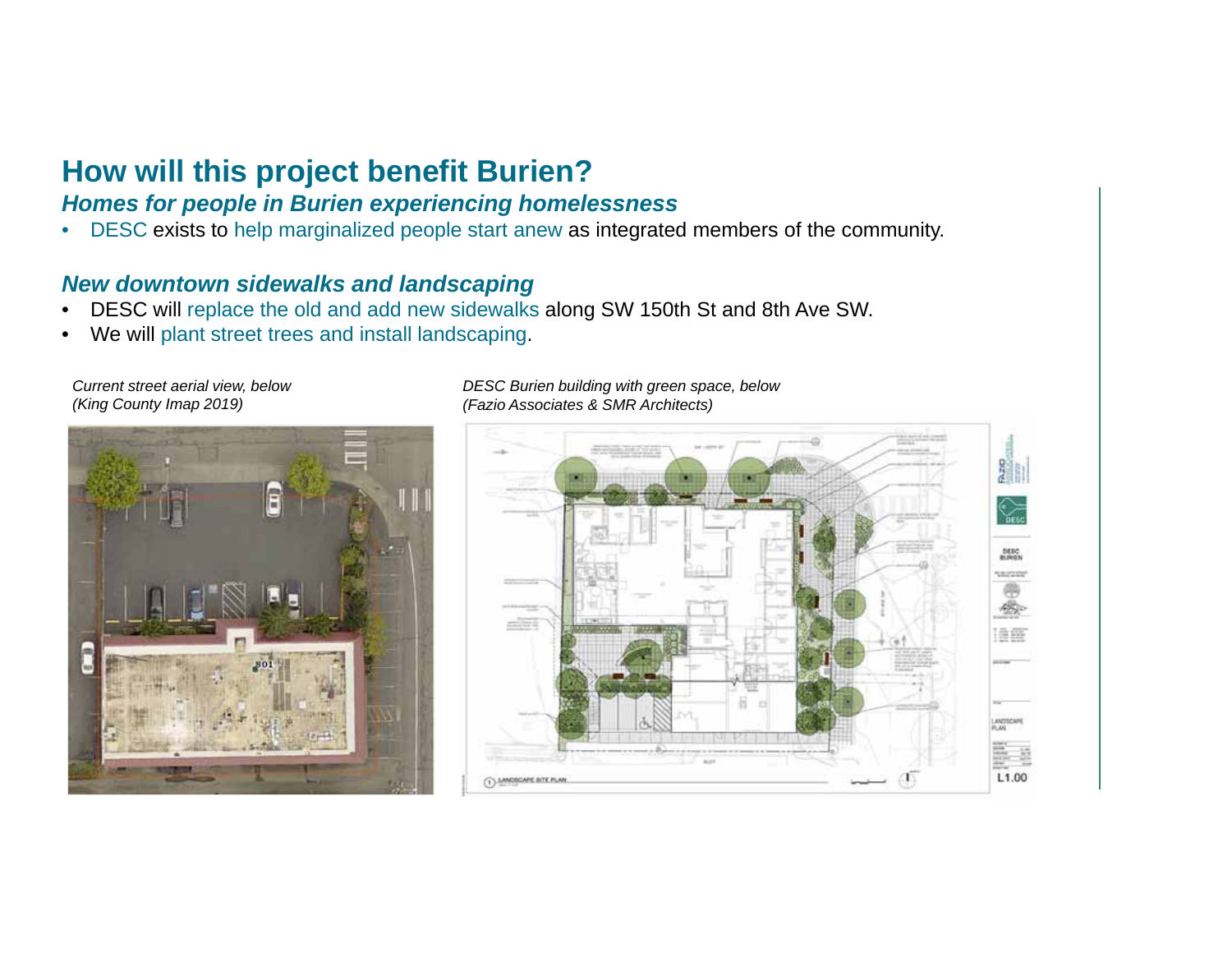## How will this project benefit Burien?

### *Homes for people in Burien experiencing homelessness*

- DESC exists to help marginalized people start anew as integrated members of the community.

### *New downtown sidewalks and landscaping*

- DESC will replace the old and add new sidewalks along SW 150th St and 8th Ave SW.
- We will plant street trees and install landscaping.

*Current street aerial view, below*
*(King County Imap 2019)*

*DESC Burien building with green space, below*
*(Fazio Associates & SMR Architects)*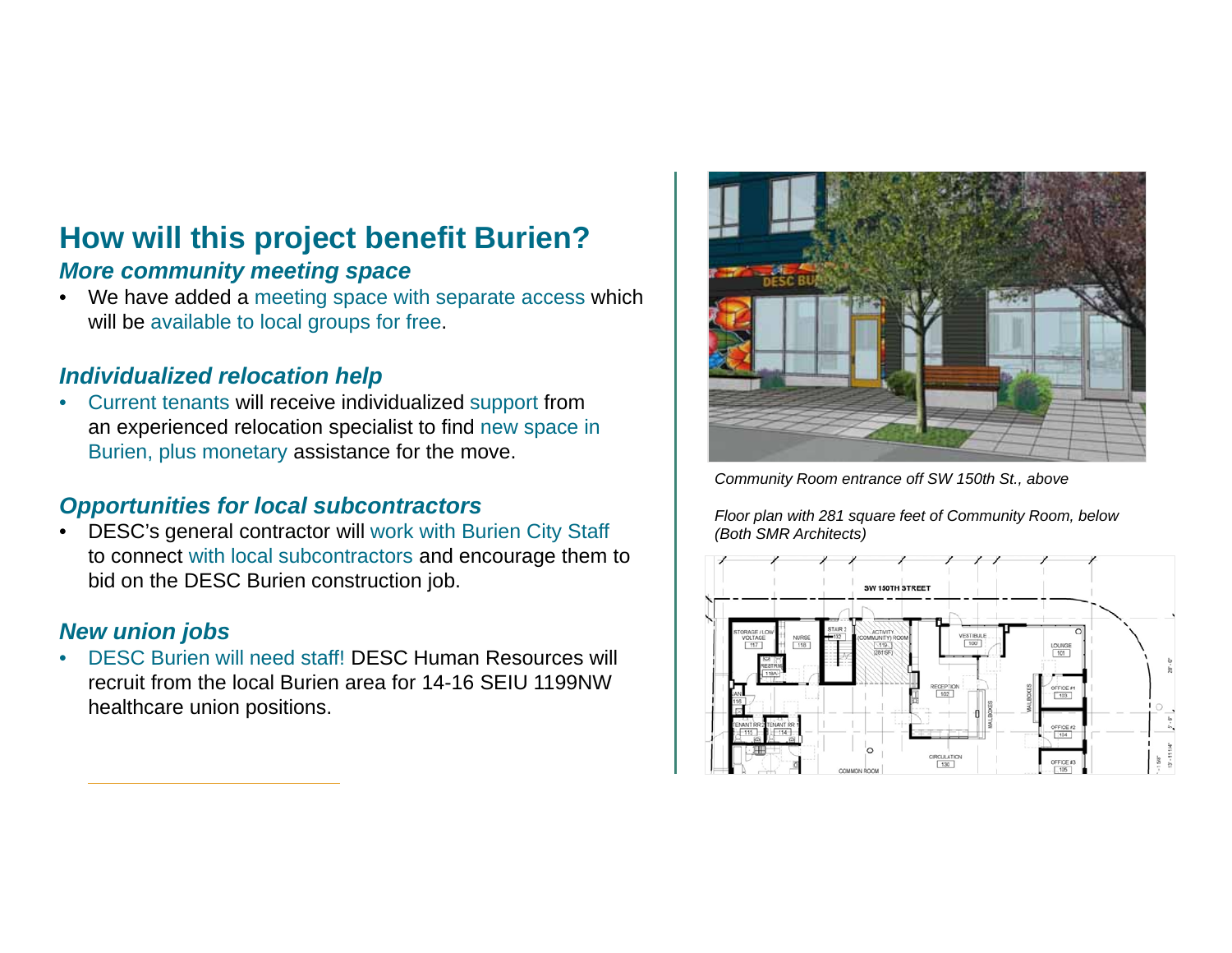## How will this project benefit Burien?

### *More community meeting space*

- We have added a meeting space with separate access which will be available to local groups for free.

### *Individualized relocation help*

- Current tenants will receive individualized support from an experienced relocation specialist to find new space in Burien, plus monetary assistance for the move.

### *Opportunities for local subcontractors*

- DESC's general contractor will work with Burien City Staff to connect with local subcontractors and encourage them to bid on the DESC Burien construction job.

### *New union jobs*

- DESC Burien will need staff! DESC Human Resources will recruit from the local Burien area for 14-16 SEIU 1199NW healthcare union positions.

*Community Room entrance off SW 150th St., above*

*Floor plan with 281 square feet of Community Room, below (Both SMR Architects)*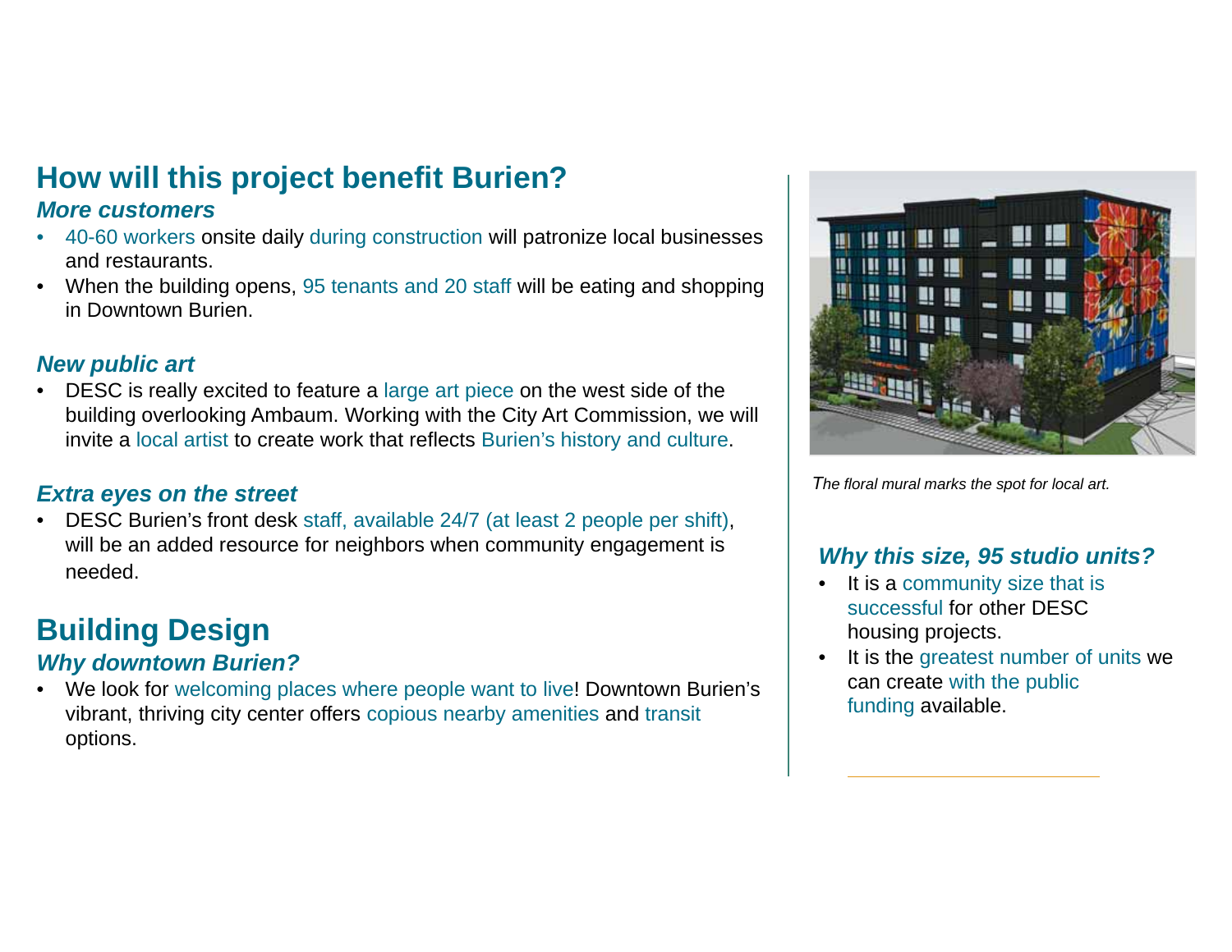# How will this project benefit Burien?

### *More customers*

- 40-60 workers onsite daily during construction will patronize local businesses and restaurants.
- When the building opens, 95 tenants and 20 staff will be eating and shopping in Downtown Burien.

### *New public art*

- DESC is really excited to feature a large art piece on the west side of the building overlooking Ambaum. Working with the City Art Commission, we will invite a local artist to create work that reflects Burien's history and culture.

### *Extra eyes on the street*

- DESC Burien's front desk staff, available 24/7 (at least 2 people per shift), will be an added resource for neighbors when community engagement is needed.

# Building Design

### *Why downtown Burien?*

- We look for welcoming places where people want to live! Downtown Burien's vibrant, thriving city center offers copious nearby amenities and transit options.

*The floral mural marks the spot for local art.*

### *Why this size, 95 studio units?*

- It is a community size that is successful for other DESC housing projects.
- It is the greatest number of units we can create with the public funding available.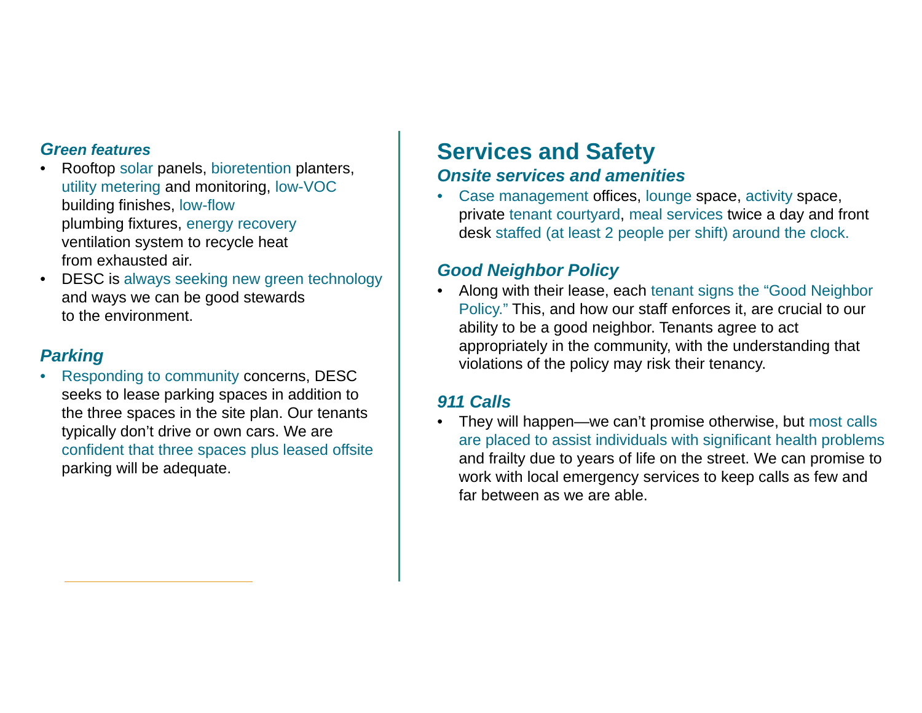### *Green features*

- Rooftop solar panels, bioretention planters, utility metering and monitoring, low-VOC building finishes, low-flow plumbing fixtures, energy recovery ventilation system to recycle heat from exhausted air.
- DESC is always seeking new green technology and ways we can be good stewards to the environment.

### *Parking*

- Responding to community concerns, DESC seeks to lease parking spaces in addition to the three spaces in the site plan. Our tenants typically don't drive or own cars. We are confident that three spaces plus leased offsite parking will be adequate.

## Services and Safety

### *Onsite services and amenities*

- Case management offices, lounge space, activity space, private tenant courtyard, meal services twice a day and front desk staffed (at least 2 people per shift) around the clock.

### *Good Neighbor Policy*

- Along with their lease, each tenant signs the "Good Neighbor Policy." This, and how our staff enforces it, are crucial to our ability to be a good neighbor. Tenants agree to act appropriately in the community, with the understanding that violations of the policy may risk their tenancy.

### *911 Calls*

- They will happen—we can't promise otherwise, but most calls are placed to assist individuals with significant health problems and frailty due to years of life on the street. We can promise to work with local emergency services to keep calls as few and far between as we are able.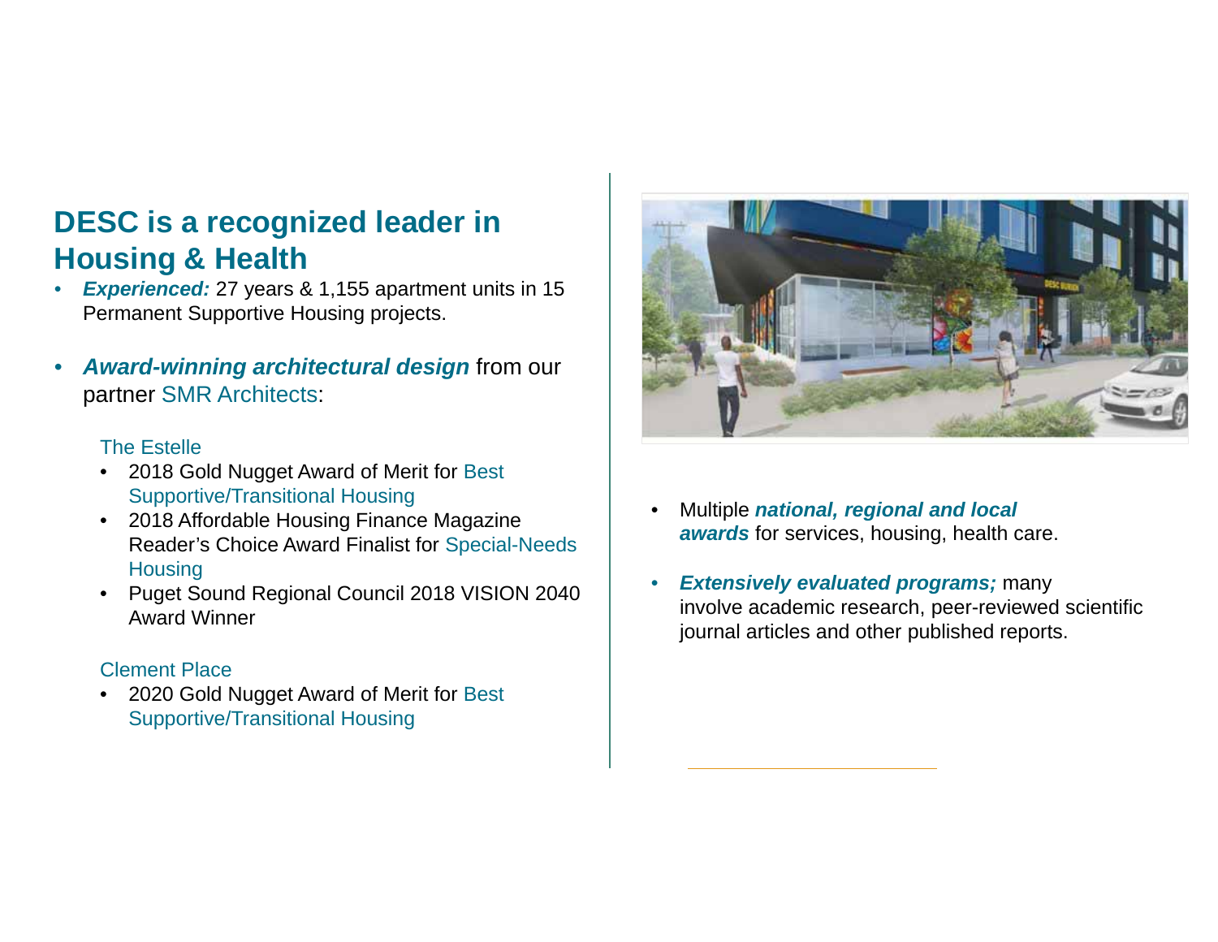## DESC is a recognized leader in Housing & Health

- ***Experienced:*** 27 years & 1,155 apartment units in 15 Permanent Supportive Housing projects.

- ***Award-winning architectural design*** from our partner SMR Architects:

  The Estelle

  - 2018 Gold Nugget Award of Merit for Best Supportive/Transitional Housing
  - 2018 Affordable Housing Finance Magazine Reader's Choice Award Finalist for Special-Needs Housing
  - Puget Sound Regional Council 2018 VISION 2040 Award Winner

  Clement Place

  - 2020 Gold Nugget Award of Merit for Best Supportive/Transitional Housing

- Multiple ***national, regional and local awards*** for services, housing, health care.

- ***Extensively evaluated programs;*** many involve academic research, peer-reviewed scientific journal articles and other published reports.